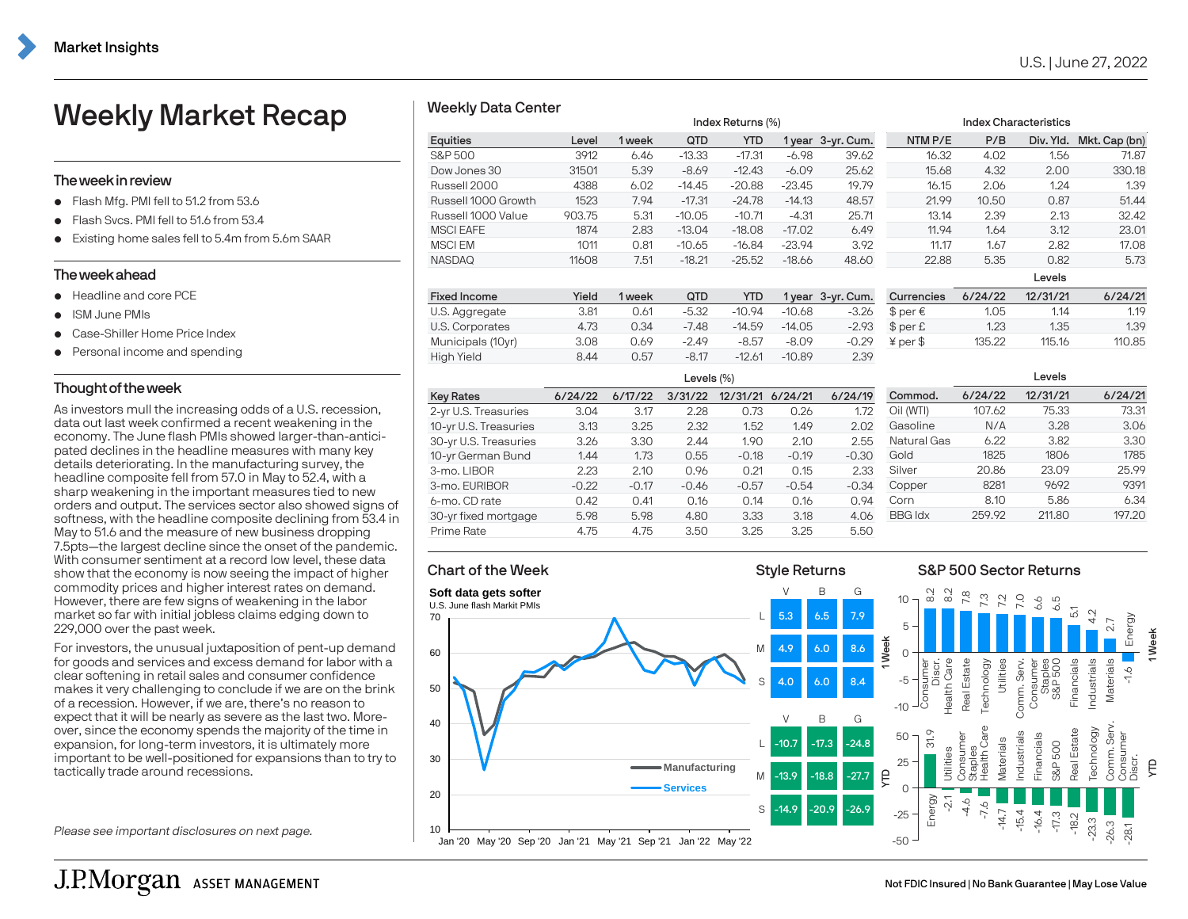Market Insights

U.S. | June 27, 2022

# Weekly Market Recap

## The week in review

- Flash Mfg. PMI fell to 51.2 from 53.6
- Flash Svcs. PMI fell to 51.6 from 53.4
- Existing home sales fell to 5.4m from 5.6m SAAR

## The week ahead

- Headline and core PCE
- ISM June PMIs
- Case-Shiller Home Price Index
- Personal income and spending

## Thought of the week

As investors mull the increasing odds of a U.S. recession, data out last week confirmed a recent weakening in the economy. The June flash PMIs showed larger-than-anticipated declines in the headline measures with many key details deteriorating. In the manufacturing survey, the headline composite fell from 57.0 in May to 52.4, with a sharp weakening in the important measures tied to new orders and output. The services sector also showed signs of softness, with the headline composite declining from 53.4 in May to 51.6 and the measure of new business dropping 7.5pts—the largest decline since the onset of the pandemic. With consumer sentiment at a record low level, these data show that the economy is now seeing the impact of higher commodity prices and higher interest rates on demand. However, there are few signs of weakening in the labor market so far with initial jobless claims edging down to 229,000 over the past week.

For investors, the unusual juxtaposition of pent-up demand for goods and services and excess demand for labor with a clear softening in retail sales and consumer confidence makes it very challenging to conclude if we are on the brink of a recession. However, if we are, there's no reason to expect that it will be nearly as severe as the last two. Moreover, since the economy spends the majority of the time in expansion, for long-term investors, it is ultimately more important to be well-positioned for expansions than to try to tactically trade around recessions.

*Please see important disclosures on next page.*

## Weekly Data Center

| Equities | Level | 1 week | QTD | YTD | 1 year | 3-yr. Cum. | NTM P/E | P/B | Div. Yld. | Mkt. Cap (bn) |
|---|---|---|---|---|---|---|---|---|---|---|
| | | Index Returns (%) | | | | | Index Characteristics | | | |
| S&P 500 | 3912 | 6.46 | -13.33 | -17.31 | -6.98 | 39.62 | 16.32 | 4.02 | 1.56 | 71.87 |
| Dow Jones 30 | 31501 | 5.39 | -8.69 | -12.43 | -6.09 | 25.62 | 15.68 | 4.32 | 2.00 | 330.18 |
| Russell 2000 | 4388 | 6.02 | -14.45 | -20.88 | -23.45 | 19.79 | 16.15 | 2.06 | 1.24 | 1.39 |
| Russell 1000 Growth | 1523 | 7.94 | -17.31 | -24.78 | -14.13 | 48.57 | 21.99 | 10.50 | 0.87 | 51.44 |
| Russell 1000 Value | 903.75 | 5.31 | -10.05 | -10.71 | -4.31 | 25.71 | 13.14 | 2.39 | 2.13 | 32.42 |
| MSCI EAFE | 1874 | 2.83 | -13.04 | -18.08 | -17.02 | 6.49 | 11.94 | 1.64 | 3.12 | 23.01 |
| MSCI EM | 1011 | 0.81 | -10.65 | -16.84 | -23.94 | 3.92 | 11.17 | 1.67 | 2.82 | 17.08 |
| NASDAQ | 11608 | 7.51 | -18.21 | -25.52 | -18.66 | 48.60 | 22.88 | 5.35 | 0.82 | 5.73 |

| Fixed Income | Yield | 1 week | QTD | YTD | 1 year | 3-yr. Cum. |
|---|---|---|---|---|---|---|
| U.S. Aggregate | 3.81 | 0.61 | -5.32 | -10.94 | -10.68 | -3.26 |
| U.S. Corporates | 4.73 | 0.34 | -7.48 | -14.59 | -14.05 | -2.93 |
| Municipals (10yr) | 3.08 | 0.69 | -2.49 | -8.57 | -8.09 | -0.29 |
| High Yield | 8.44 | 0.57 | -8.17 | -12.61 | -10.89 | 2.39 |

| Currencies | 6/24/22 | 12/31/21 | 6/24/21 |
|---|---|---|---|
| | Levels | | |
| $ per € | 1.05 | 1.14 | 1.19 |
| $ per £ | 1.23 | 1.35 | 1.39 |
| ¥ per $ | 135.22 | 115.16 | 110.85 |

| Key Rates | 6/24/22 | 6/17/22 | 3/31/22 | 12/31/21 | 6/24/21 | 6/24/19 |
|---|---|---|---|---|---|---|
| | Levels (%) | | | | | |
| 2-yr U.S. Treasuries | 3.04 | 3.17 | 2.28 | 0.73 | 0.26 | 1.72 |
| 10-yr U.S. Treasuries | 3.13 | 3.25 | 2.32 | 1.52 | 1.49 | 2.02 |
| 30-yr U.S. Treasuries | 3.26 | 3.30 | 2.44 | 1.90 | 2.10 | 2.55 |
| 10-yr German Bund | 1.44 | 1.73 | 0.55 | -0.18 | -0.19 | -0.30 |
| 3-mo. LIBOR | 2.23 | 2.10 | 0.96 | 0.21 | 0.15 | 2.33 |
| 3-mo. EURIBOR | -0.22 | -0.17 | -0.46 | -0.57 | -0.54 | -0.34 |
| 6-mo. CD rate | 0.42 | 0.41 | 0.16 | 0.14 | 0.16 | 0.94 |
| 30-yr fixed mortgage | 5.98 | 5.98 | 4.80 | 3.33 | 3.18 | 4.06 |
| Prime Rate | 4.75 | 4.75 | 3.50 | 3.25 | 3.25 | 5.50 |

| Commod. | 6/24/22 | 12/31/21 | 6/24/21 |
|---|---|---|---|
| | Levels | | |
| Oil (WTI) | 107.62 | 75.33 | 73.31 |
| Gasoline | N/A | 3.28 | 3.06 |
| Natural Gas | 6.22 | 3.82 | 3.30 |
| Gold | 1825 | 1806 | 1785 |
| Silver | 20.86 | 23.09 | 25.99 |
| Copper | 8281 | 9692 | 9391 |
| Corn | 8.10 | 5.86 | 6.34 |
| BBG Idx | 259.92 | 211.80 | 197.20 |

## Chart of the Week

**Soft data gets softer**

U.S. June flash Markit PMIs

(Line chart: Manufacturing and Services, Jan '20 – May '22, y-axis 10–70)

## Style Returns

1 Week

| | V | B | G |
|---|---|---|---|
| L | 5.3 | 6.5 | 7.9 |
| M | 4.9 | 6.0 | 8.6 |
| S | 4.0 | 6.0 | 8.4 |

YTD

| | V | B | G |
|---|---|---|---|
| L | -10.7 | -17.3 | -24.8 |
| M | -13.9 | -18.8 | -27.7 |
| S | -14.9 | -20.9 | -26.9 |

## S&P 500 Sector Returns

1 Week

| Sector | Return |
|---|---|
| Consumer Discr. | 8.2 |
| Health Care | 8.2 |
| Real Estate | 7.8 |
| Technology | 7.3 |
| Utilities | 7.2 |
| Comm. Serv. | 7.0 |
| Consumer Staples | 6.6 |
| S&P 500 | 6.5 |
| Financials | 5.1 |
| Industrials | 4.2 |
| Materials | 2.7 |
| Energy | -1.6 |

YTD

| Sector | Return |
|---|---|
| Energy | 31.9 |
| Utilities | -2.1 |
| Consumer Staples | -4.6 |
| Health Care | -7.6 |
| Materials | -14.7 |
| Industrials | -15.4 |
| Financials | -16.4 |
| S&P 500 | -17.3 |
| Real Estate | -18.2 |
| Technology | -23.3 |
| Comm. Serv. | -26.3 |
| Consumer Discr. | -28.1 |

J.P.Morgan ASSET MANAGEMENT

Not FDIC Insured | No Bank Guarantee | May Lose Value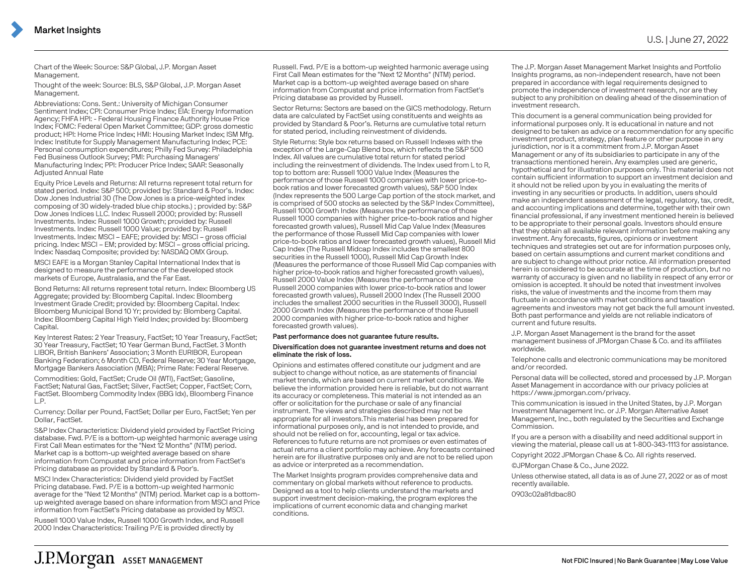Chart of the Week: Source: S&P Global, J.P. Morgan Asset Management.

Thought of the week: Source: BLS, S&P Global, J.P. Morgan Asset Management.

Abbreviations: Cons. Sent.: University of Michigan Consumer Sentiment Index; CPI: Consumer Price Index; EIA: Energy Information Agency; FHFA HPI: - Federal Housing Finance Authority House Price Index; FOMC: Federal Open Market Committee; GDP: gross domestic product; HPI: Home Price Index; HMI: Housing Market Index; ISM Mfg. Index: Institute for Supply Management Manufacturing Index; PCE: Personal consumption expenditures; Philly Fed Survey: Philadelphia Fed Business Outlook Survey; PMI: Purchasing Managers' Manufacturing Index; PPI: Producer Price Index; SAAR: Seasonally Adjusted Annual Rate

Equity Price Levels and Returns: All returns represent total return for stated period. Index: S&P 500; provided by: Standard & Poor's. Index: Dow Jones Industrial 30 (The Dow Jones is a price-weighted index composing of 30 widely-traded blue chip stocks.) ; provided by: S&P Dow Jones Indices LLC. Index: Russell 2000; provided by: Russell Investments. Index: Russell 1000 Growth; provided by: Russell Investments. Index: Russell 1000 Value; provided by: Russell Investments. Index: MSCI – EAFE; provided by: MSCI – gross official pricing. Index: MSCI – EM; provided by: MSCI – gross official pricing. Index: Nasdaq Composite; provided by: NASDAQ OMX Group.

MSCI EAFE is a Morgan Stanley Capital International Index that is designed to measure the performance of the developed stock markets of Europe, Australasia, and the Far East.

Bond Returns: All returns represent total return. Index: Bloomberg US Aggregate; provided by: Bloomberg Capital. Index: Bloomberg Investment Grade Credit; provided by: Bloomberg Capital. Index: Bloomberg Municipal Bond 10 Yr; provided by: Blomberg Capital. Index: Bloomberg Capital High Yield Index; provided by: Bloomberg Capital.

Key Interest Rates: 2 Year Treasury, FactSet; 10 Year Treasury, FactSet; 30 Year Treasury, FactSet; 10 Year German Bund, FactSet. 3 Month LIBOR, British Bankers' Association; 3 Month EURIBOR, European Banking Federation; 6 Month CD, Federal Reserve; 30 Year Mortgage, Mortgage Bankers Association (MBA); Prime Rate: Federal Reserve.

Commodities: Gold, FactSet; Crude Oil (WTI), FactSet; Gasoline, FactSet; Natural Gas, FactSet; Silver, FactSet; Copper, FactSet; Corn, FactSet. Bloomberg Commodity Index (BBG Idx), Bloomberg Finance L.P.

Currency: Dollar per Pound, FactSet; Dollar per Euro, FactSet; Yen per Dollar, FactSet.

S&P Index Characteristics: Dividend yield provided by FactSet Pricing database. Fwd. P/E is a bottom-up weighted harmonic average using First Call Mean estimates for the "Next 12 Months" (NTM) period. Market cap is a bottom-up weighted average based on share information from Compustat and price information from FactSet's Pricing database as provided by Standard & Poor's.

MSCI Index Characteristics: Dividend yield provided by FactSet Pricing database. Fwd. P/E is a bottom-up weighted harmonic average for the "Next 12 Months" (NTM) period. Market cap is a bottom-up weighted average based on share information from MSCI and Price information from FactSet's Pricing database as provided by MSCI.

Russell 1000 Value Index, Russell 1000 Growth Index, and Russell 2000 Index Characteristics: Trailing P/E is provided directly by Russell. Fwd. P/E is a bottom-up weighted harmonic average using First Call Mean estimates for the "Next 12 Months" (NTM) period. Market cap is a bottom-up weighted average based on share information from Compustat and price information from FactSet's Pricing database as provided by Russell.

Sector Returns: Sectors are based on the GICS methodology. Return data are calculated by FactSet using constituents and weights as provided by Standard & Poor's. Returns are cumulative total return for stated period, including reinvestment of dividends.

Style Returns: Style box returns based on Russell Indexes with the exception of the Large-Cap Blend box, which reflects the S&P 500 Index. All values are cumulative total return for stated period including the reinvestment of dividends. The Index used from L to R, top to bottom are: Russell 1000 Value Index (Measures the performance of those Russell 1000 companies with lower price-to-book ratios and lower forecasted growth values), S&P 500 Index (Index represents the 500 Large Cap portion of the stock market, and is comprised of 500 stocks as selected by the S&P Index Committee), Russell 1000 Growth Index (Measures the performance of those Russell 1000 companies with higher price-to-book ratios and higher forecasted growth values), Russell Mid Cap Value Index (Measures the performance of those Russell Mid Cap companies with lower price-to-book ratios and lower forecasted growth values), Russell Mid Cap Index (The Russell Midcap Index includes the smallest 800 securities in the Russell 1000), Russell Mid Cap Growth Index (Measures the performance of those Russell Mid Cap companies with higher price-to-book ratios and higher forecasted growth values), Russell 2000 Value Index (Measures the performance of those Russell 2000 companies with lower price-to-book ratios and lower forecasted growth values), Russell 2000 Index (The Russell 2000 includes the smallest 2000 securities in the Russell 3000), Russell 2000 Growth Index (Measures the performance of those Russell 2000 companies with higher price-to-book ratios and higher forecasted growth values).

**Past performance does not guarantee future results.**

**Diversification does not guarantee investment returns and does not eliminate the risk of loss.**

Opinions and estimates offered constitute our judgment and are subject to change without notice, as are statements of financial market trends, which are based on current market conditions. We believe the information provided here is reliable, but do not warrant its accuracy or completeness. This material is not intended as an offer or solicitation for the purchase or sale of any financial instrument. The views and strategies described may not be appropriate for all investors.This material has been prepared for informational purposes only, and is not intended to provide, and should not be relied on for, accounting, legal or tax advice. References to future returns are not promises or even estimates of actual returns a client portfolio may achieve. Any forecasts contained herein are for illustrative purposes only and are not to be relied upon as advice or interpreted as a recommendation.

The Market Insights program provides comprehensive data and commentary on global markets without reference to products. Designed as a tool to help clients understand the markets and support investment decision-making, the program explores the implications of current economic data and changing market conditions.

The J.P. Morgan Asset Management Market Insights and Portfolio Insights programs, as non-independent research, have not been prepared in accordance with legal requirements designed to promote the independence of investment research, nor are they subject to any prohibition on dealing ahead of the dissemination of investment research.

This document is a general communication being provided for informational purposes only. It is educational in nature and not designed to be taken as advice or a recommendation for any specific investment product, strategy, plan feature or other purpose in any jurisdiction, nor is it a commitment from J.P. Morgan Asset Management or any of its subsidiaries to participate in any of the transactions mentioned herein. Any examples used are generic, hypothetical and for illustration purposes only. This material does not contain sufficient information to support an investment decision and it should not be relied upon by you in evaluating the merits of investing in any securities or products. In addition, users should make an independent assessment of the legal, regulatory, tax, credit, and accounting implications and determine, together with their own financial professional, if any investment mentioned herein is believed to be appropriate to their personal goals. Investors should ensure that they obtain all available relevant information before making any investment. Any forecasts, figures, opinions or investment techniques and strategies set out are for information purposes only, based on certain assumptions and current market conditions and are subject to change without prior notice. All information presented herein is considered to be accurate at the time of production, but no warranty of accuracy is given and no liability in respect of any error or omission is accepted. It should be noted that investment involves risks, the value of investments and the income from them may fluctuate in accordance with market conditions and taxation agreements and investors may not get back the full amount invested. Both past performance and yields are not reliable indicators of current and future results.

J.P. Morgan Asset Management is the brand for the asset management business of JPMorgan Chase & Co. and its affiliates worldwide.

Telephone calls and electronic communications may be monitored and/or recorded.

Personal data will be collected, stored and processed by J.P. Morgan Asset Management in accordance with our privacy policies at https://www.jpmorgan.com/privacy.

This communication is issued in the United States, by J.P. Morgan Investment Management Inc. or J.P. Morgan Alternative Asset Management, Inc., both regulated by the Securities and Exchange Commission.

If you are a person with a disability and need additional support in viewing the material, please call us at 1-800-343-1113 for assistance.

Copyright 2022 JPMorgan Chase & Co. All rights reserved.

©JPMorgan Chase & Co., June 2022.

Unless otherwise stated, all data is as of June 27, 2022 or as of most recently available.

0903c02a81dbac80

Not FDIC Insured | No Bank Guarantee | May Lose Value